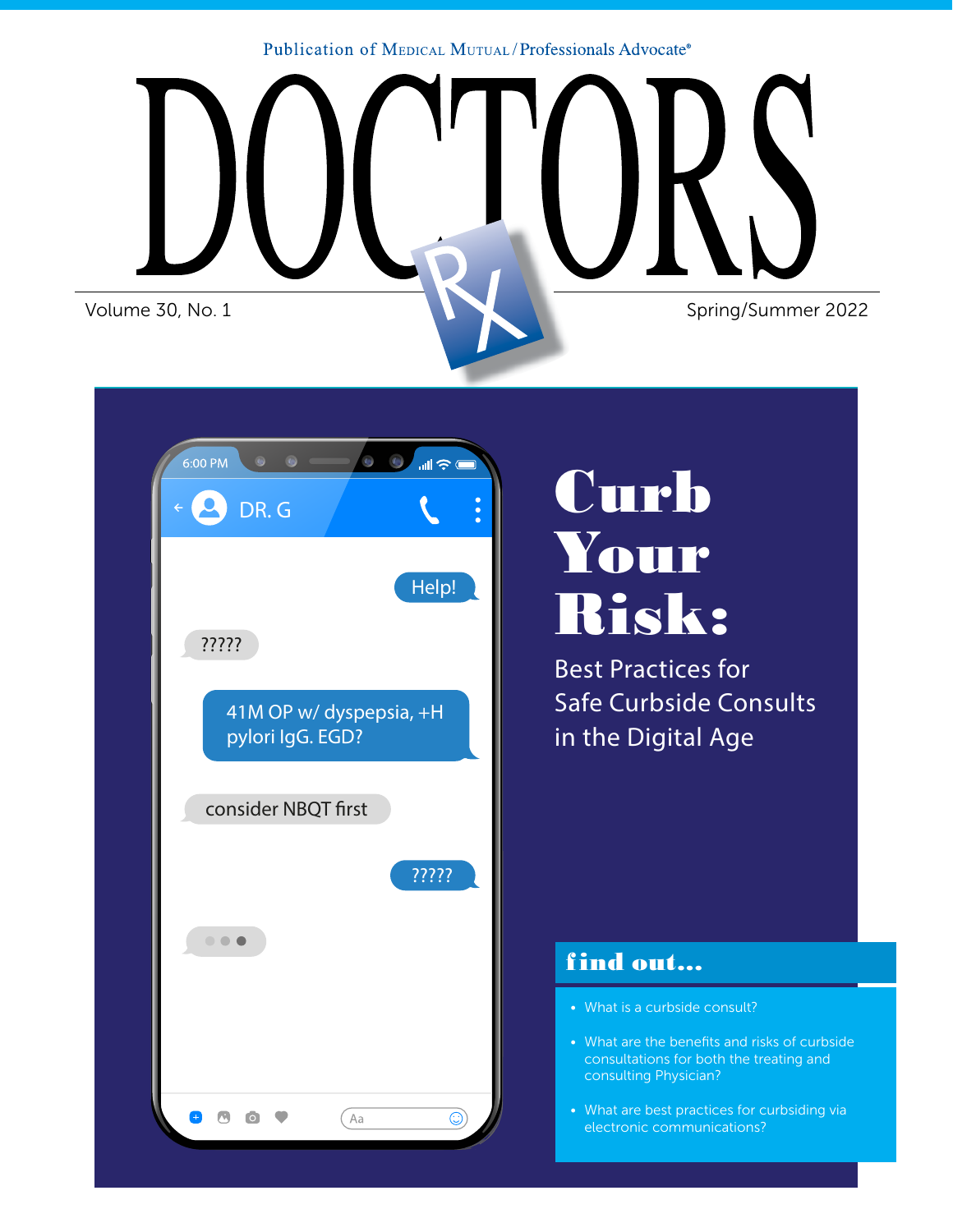Publication of Medical Mutual / Professionals Advocate®

# DOCTORS RX

Volume 30, No. 1

Spring/Summer 2022

6:00 PM

DR. G

Help!

?????

41M OP w/ dyspepsia, +H pylori IgG. EGD?

consider NBQT first

?????

# Curb Your Risk:

## Best Practices for Safe Curbside Consults in the Digital Age

### find out...

- What is a curbside consult?
- What are the benefits and risks of curbside consultations for both the treating and consulting Physician?
- What are best practices for curbsiding via electronic communications?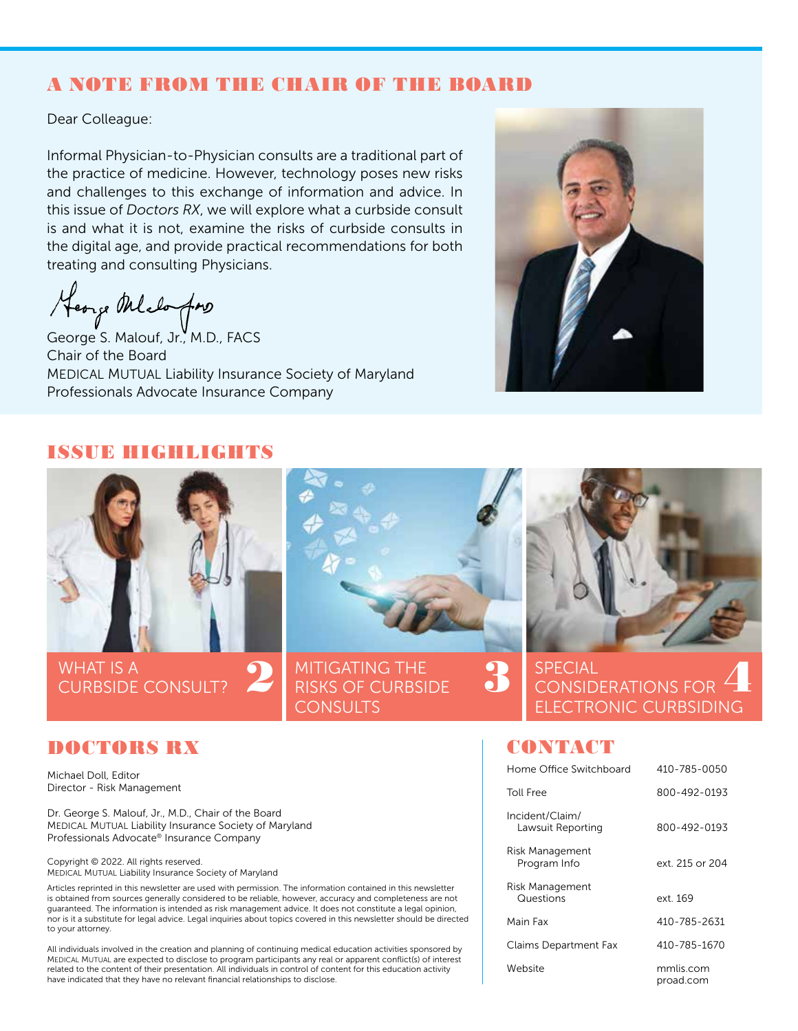## A NOTE FROM THE CHAIR OF THE BOARD

Dear Colleague:

Informal Physician-to-Physician consults are a traditional part of the practice of medicine. However, technology poses new risks and challenges to this exchange of information and advice. In this issue of *Doctors RX*, we will explore what a curbside consult is and what it is not, examine the risks of curbside consults in the digital age, and provide practical recommendations for both treating and consulting Physicians.

George S. Malouf, Jr., M.D., FACS
Chair of the Board
MEDICAL MUTUAL Liability Insurance Society of Maryland
Professionals Advocate Insurance Company

## ISSUE HIGHLIGHTS

- WHAT IS A CURBSIDE CONSULT? — 2
- MITIGATING THE RISKS OF CURBSIDE CONSULTS — 3
- SPECIAL CONSIDERATIONS FOR ELECTRONIC CURBSIDING — 4

## DOCTORS RX

Michael Doll, Editor
Director - Risk Management

Dr. George S. Malouf, Jr., M.D., Chair of the Board
MEDICAL MUTUAL Liability Insurance Society of Maryland
Professionals Advocate® Insurance Company

Copyright © 2022. All rights reserved.
MEDICAL MUTUAL Liability Insurance Society of Maryland

Articles reprinted in this newsletter are used with permission. The information contained in this newsletter is obtained from sources generally considered to be reliable, however, accuracy and completeness are not guaranteed. The information is intended as risk management advice. It does not constitute a legal opinion, nor is it a substitute for legal advice. Legal inquiries about topics covered in this newsletter should be directed to your attorney.

All individuals involved in the creation and planning of continuing medical education activities sponsored by MEDICAL MUTUAL are expected to disclose to program participants any real or apparent conflict(s) of interest related to the content of their presentation. All individuals in control of content for this education activity have indicated that they have no relevant financial relationships to disclose.

## CONTACT

| | |
|---|---|
| Home Office Switchboard | 410-785-0050 |
| Toll Free | 800-492-0193 |
| Incident/Claim/ Lawsuit Reporting | 800-492-0193 |
| Risk Management Program Info | ext. 215 or 204 |
| Risk Management Questions | ext. 169 |
| Main Fax | 410-785-2631 |
| Claims Department Fax | 410-785-1670 |
| Website | mmlis.com<br>proad.com |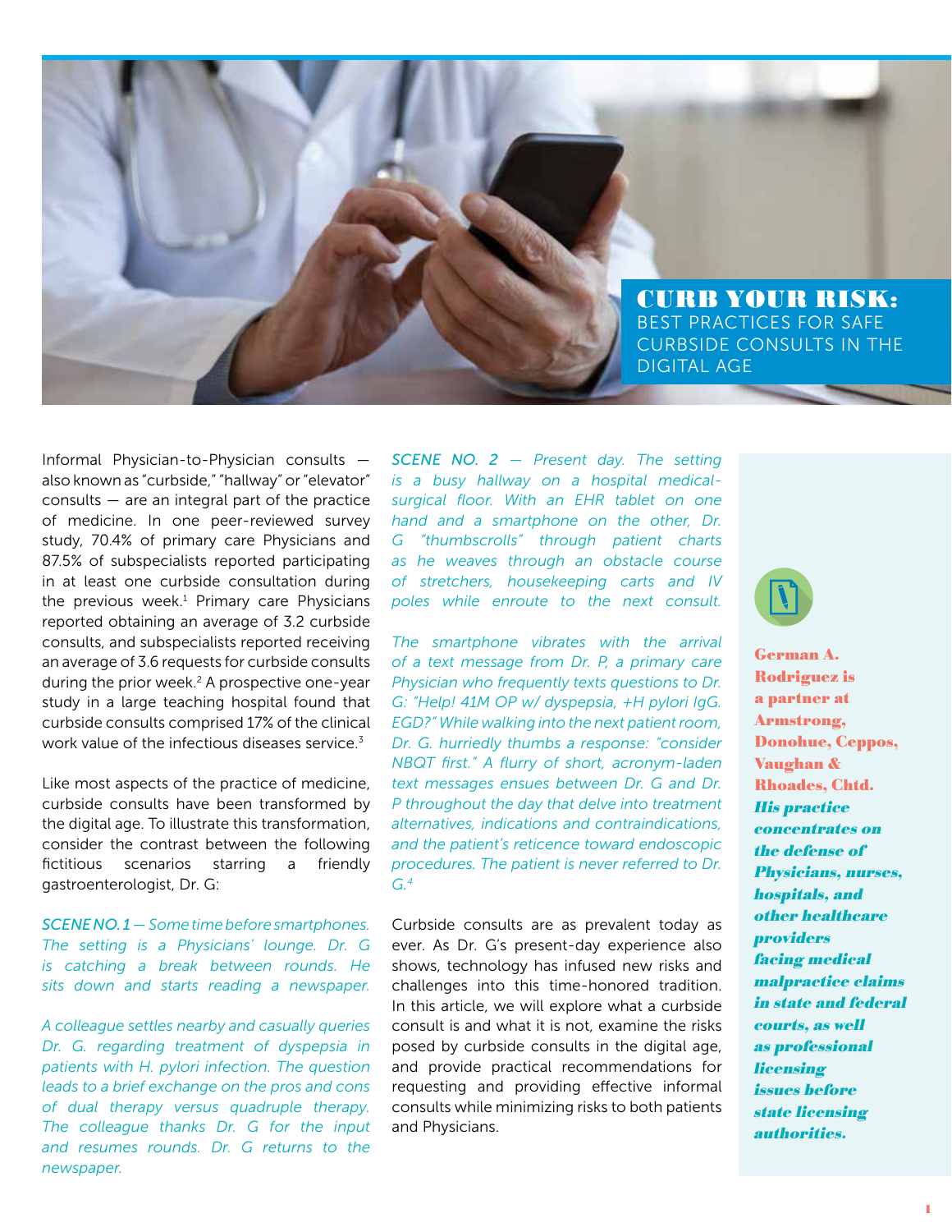# CURB YOUR RISK: BEST PRACTICES FOR SAFE CURBSIDE CONSULTS IN THE DIGITAL AGE

Informal Physician-to-Physician consults — also known as "curbside," "hallway" or "elevator" consults — are an integral part of the practice of medicine. In one peer-reviewed survey study, 70.4% of primary care Physicians and 87.5% of subspecialists reported participating in at least one curbside consultation during the previous week.[1] Primary care Physicians reported obtaining an average of 3.2 curbside consults, and subspecialists reported receiving an average of 3.6 requests for curbside consults during the prior week.[2] A prospective one-year study in a large teaching hospital found that curbside consults comprised 17% of the clinical work value of the infectious diseases service.[3]

Like most aspects of the practice of medicine, curbside consults have been transformed by the digital age. To illustrate this transformation, consider the contrast between the following fictitious scenarios starring a friendly gastroenterologist, Dr. G:

*SCENE NO. 1 — Some time before smartphones. The setting is a Physicians' lounge. Dr. G is catching a break between rounds. He sits down and starts reading a newspaper.*

*A colleague settles nearby and casually queries Dr. G. regarding treatment of dyspepsia in patients with H. pylori infection. The question leads to a brief exchange on the pros and cons of dual therapy versus quadruple therapy. The colleague thanks Dr. G for the input and resumes rounds. Dr. G returns to the newspaper.*

*SCENE NO. 2 — Present day. The setting is a busy hallway on a hospital medical-surgical floor. With an EHR tablet on one hand and a smartphone on the other, Dr. G "thumbscrolls" through patient charts as he weaves through an obstacle course of stretchers, housekeeping carts and IV poles while enroute to the next consult.*

*The smartphone vibrates with the arrival of a text message from Dr. P, a primary care Physician who frequently texts questions to Dr. G: "Help! 41M OP w/ dyspepsia, +H pylori IgG. EGD?" While walking into the next patient room, Dr. G. hurriedly thumbs a response: "consider NBQT first." A flurry of short, acronym-laden text messages ensues between Dr. G and Dr. P throughout the day that delve into treatment alternatives, indications and contraindications, and the patient's reticence toward endoscopic procedures. The patient is never referred to Dr. G.*[4]

Curbside consults are as prevalent today as ever. As Dr. G's present-day experience also shows, technology has infused new risks and challenges into this time-honored tradition. In this article, we will explore what a curbside consult is and what it is not, examine the risks posed by curbside consults in the digital age, and provide practical recommendations for requesting and providing effective informal consults while minimizing risks to both patients and Physicians.

**German A. Rodriguez is a partner at Armstrong, Donohue, Ceppos, Vaughan & Rhoades, Chtd.** ***His practice concentrates on the defense of Physicians, nurses, hospitals, and other healthcare providers facing medical malpractice claims in state and federal courts, as well as professional licensing issues before state licensing authorities.***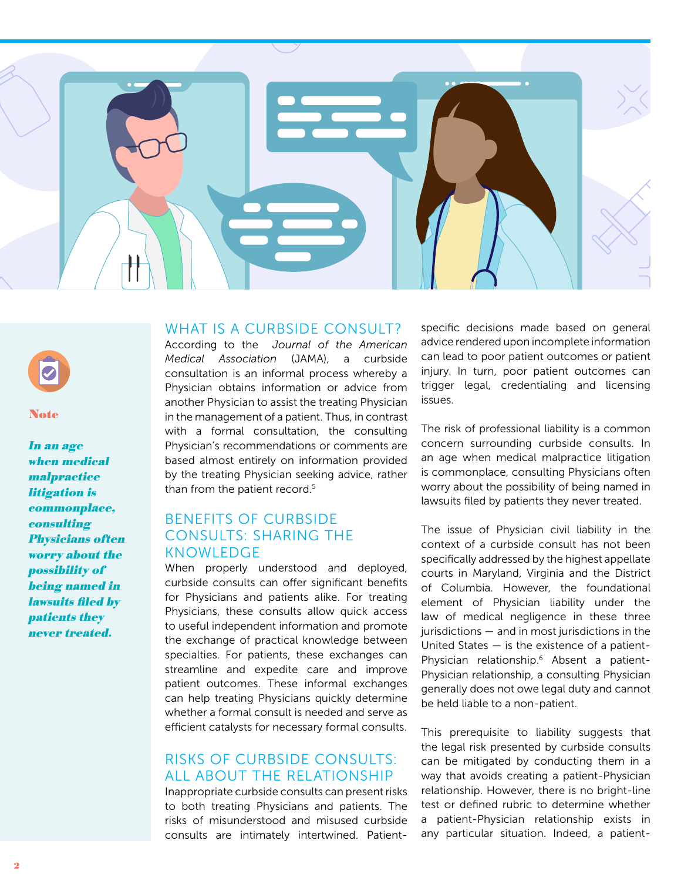## WHAT IS A CURBSIDE CONSULT?

According to the *Journal of the American Medical Association* (JAMA), a curbside consultation is an informal process whereby a Physician obtains information or advice from another Physician to assist the treating Physician in the management of a patient. Thus, in contrast with a formal consultation, the consulting Physician's recommendations or comments are based almost entirely on information provided by the treating Physician seeking advice, rather than from the patient record.[5]

## BENEFITS OF CURBSIDE CONSULTS: SHARING THE KNOWLEDGE

When properly understood and deployed, curbside consults can offer significant benefits for Physicians and patients alike. For treating Physicians, these consults allow quick access to useful independent information and promote the exchange of practical knowledge between specialties. For patients, these exchanges can streamline and expedite care and improve patient outcomes. These informal exchanges can help treating Physicians quickly determine whether a formal consult is needed and serve as efficient catalysts for necessary formal consults.

## RISKS OF CURBSIDE CONSULTS: ALL ABOUT THE RELATIONSHIP

Inappropriate curbside consults can present risks to both treating Physicians and patients. The risks of misunderstood and misused curbside consults are intimately intertwined. Patient-specific decisions made based on general advice rendered upon incomplete information can lead to poor patient outcomes or patient injury. In turn, poor patient outcomes can trigger legal, credentialing and licensing issues.

The risk of professional liability is a common concern surrounding curbside consults. In an age when medical malpractice litigation is commonplace, consulting Physicians often worry about the possibility of being named in lawsuits filed by patients they never treated.

> **Note**
>
> ***In an age when medical malpractice litigation is commonplace, consulting Physicians often worry about the possibility of being named in lawsuits filed by patients they never treated.***

The issue of Physician civil liability in the context of a curbside consult has not been specifically addressed by the highest appellate courts in Maryland, Virginia and the District of Columbia. However, the foundational element of Physician liability under the law of medical negligence in these three jurisdictions — and in most jurisdictions in the United States — is the existence of a patient-Physician relationship.[6] Absent a patient-Physician relationship, a consulting Physician generally does not owe legal duty and cannot be held liable to a non-patient.

This prerequisite to liability suggests that the legal risk presented by curbside consults can be mitigated by conducting them in a way that avoids creating a patient-Physician relationship. However, there is no bright-line test or defined rubric to determine whether a patient-Physician relationship exists in any particular situation. Indeed, a patient-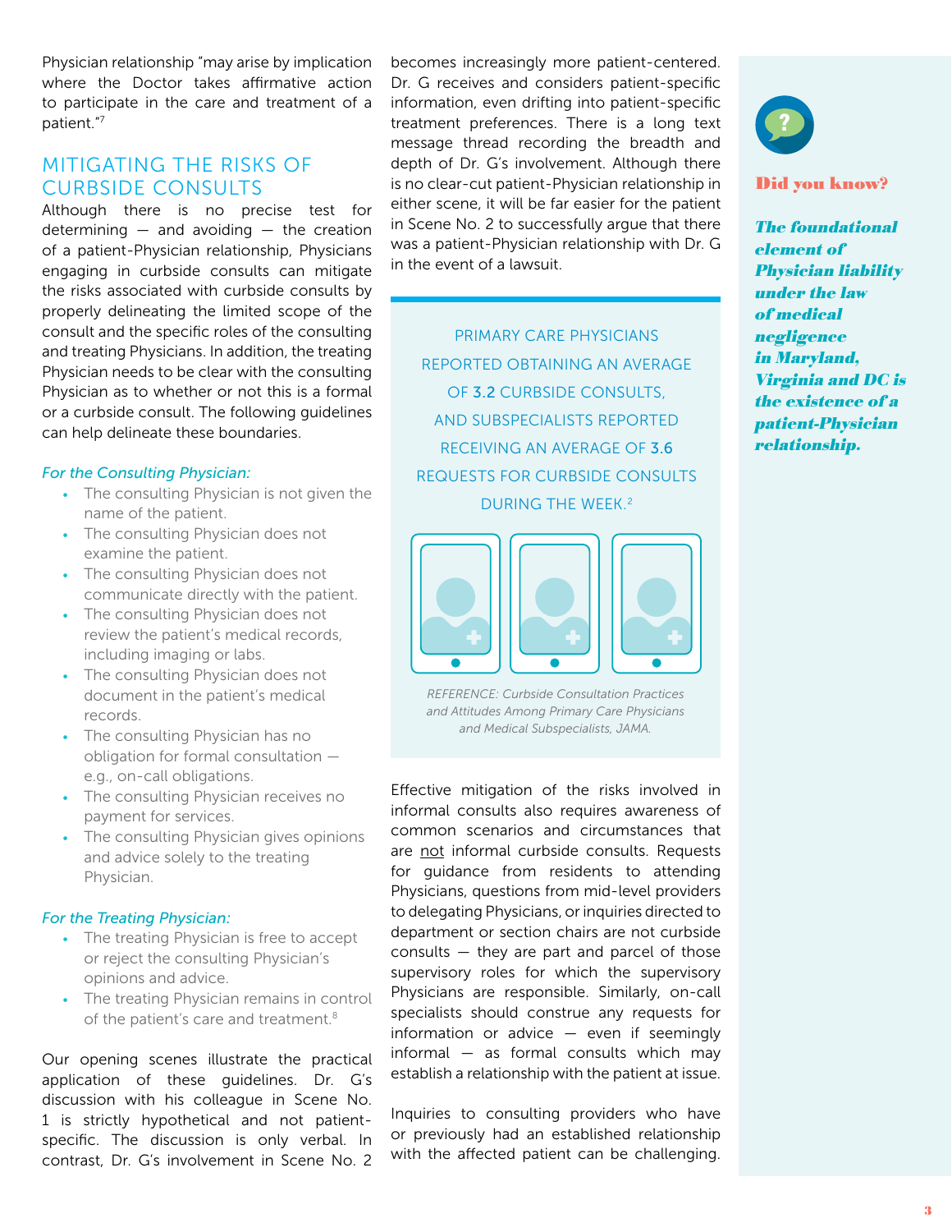Physician relationship "may arise by implication where the Doctor takes affirmative action to participate in the care and treatment of a patient."[7]

## MITIGATING THE RISKS OF CURBSIDE CONSULTS

Although there is no precise test for determining — and avoiding — the creation of a patient-Physician relationship, Physicians engaging in curbside consults can mitigate the risks associated with curbside consults by properly delineating the limited scope of the consult and the specific roles of the consulting and treating Physicians. In addition, the treating Physician needs to be clear with the consulting Physician as to whether or not this is a formal or a curbside consult. The following guidelines can help delineate these boundaries.

*For the Consulting Physician:*

- The consulting Physician is not given the name of the patient.
- The consulting Physician does not examine the patient.
- The consulting Physician does not communicate directly with the patient.
- The consulting Physician does not review the patient's medical records, including imaging or labs.
- The consulting Physician does not document in the patient's medical records.
- The consulting Physician has no obligation for formal consultation — e.g., on-call obligations.
- The consulting Physician receives no payment for services.
- The consulting Physician gives opinions and advice solely to the treating Physician.

*For the Treating Physician:*

- The treating Physician is free to accept or reject the consulting Physician's opinions and advice.
- The treating Physician remains in control of the patient's care and treatment.[8]

Our opening scenes illustrate the practical application of these guidelines. Dr. G's discussion with his colleague in Scene No. 1 is strictly hypothetical and not patient-specific. The discussion is only verbal. In contrast, Dr. G's involvement in Scene No. 2 becomes increasingly more patient-centered. Dr. G receives and considers patient-specific information, even drifting into patient-specific treatment preferences. There is a long text message thread recording the breadth and depth of Dr. G's involvement. Although there is no clear-cut patient-Physician relationship in either scene, it will be far easier for the patient in Scene No. 2 to successfully argue that there was a patient-Physician relationship with Dr. G in the event of a lawsuit.

PRIMARY CARE PHYSICIANS REPORTED OBTAINING AN AVERAGE OF 3.2 CURBSIDE CONSULTS, AND SUBSPECIALISTS REPORTED RECEIVING AN AVERAGE OF 3.6 REQUESTS FOR CURBSIDE CONSULTS DURING THE WEEK.[2]

*REFERENCE: Curbside Consultation Practices and Attitudes Among Primary Care Physicians and Medical Subspecialists, JAMA.*

Effective mitigation of the risks involved in informal consults also requires awareness of common scenarios and circumstances that are not informal curbside consults. Requests for guidance from residents to attending Physicians, questions from mid-level providers to delegating Physicians, or inquiries directed to department or section chairs are not curbside consults — they are part and parcel of those supervisory roles for which the supervisory Physicians are responsible. Similarly, on-call specialists should construe any requests for information or advice — even if seemingly informal — as formal consults which may establish a relationship with the patient at issue.

Inquiries to consulting providers who have or previously had an established relationship with the affected patient can be challenging.

**Did you know?**

***The foundational element of Physician liability under the law of medical negligence in Maryland, Virginia and DC is the existence of a patient-Physician relationship.***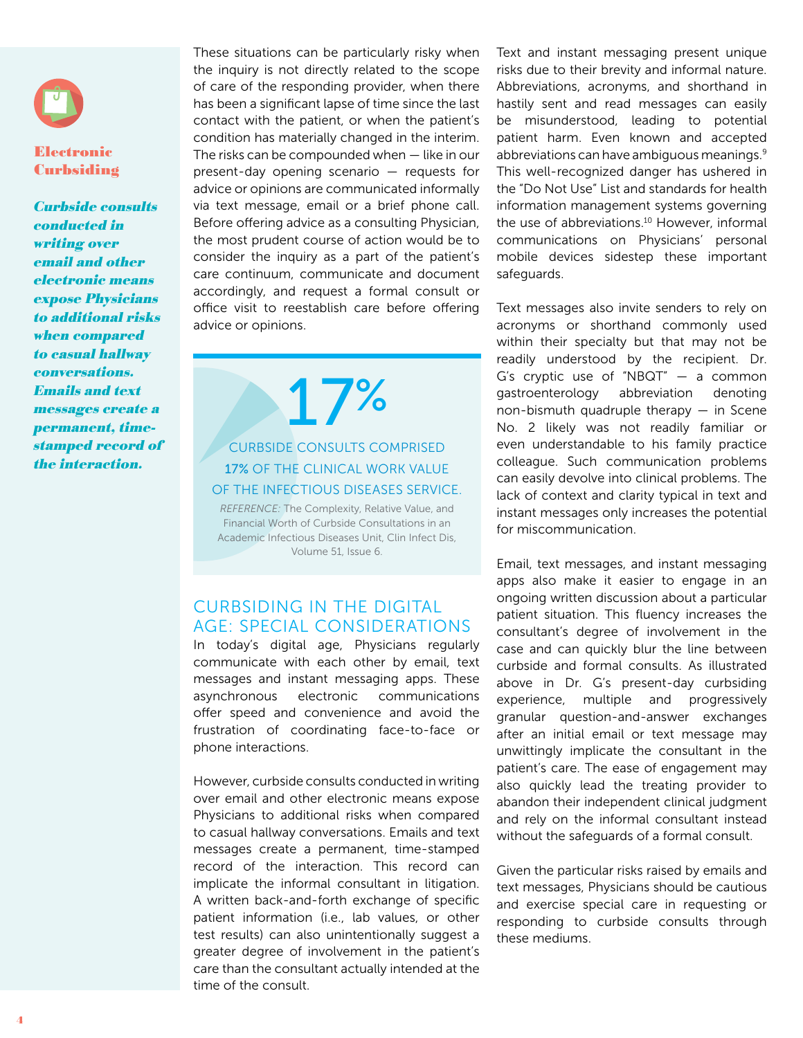## Electronic Curbsiding

***Curbside consults conducted in writing over email and other electronic means expose Physicians to additional risks when compared to casual hallway conversations. Emails and text messages create a permanent, time-stamped record of the interaction.***

These situations can be particularly risky when the inquiry is not directly related to the scope of care of the responding provider, when there has been a significant lapse of time since the last contact with the patient, or when the patient's condition has materially changed in the interim. The risks can be compounded when — like in our present-day opening scenario — requests for advice or opinions are communicated informally via text message, email or a brief phone call. Before offering advice as a consulting Physician, the most prudent course of action would be to consider the inquiry as a part of the patient's care continuum, communicate and document accordingly, and request a formal consult or office visit to reestablish care before offering advice or opinions.

**17%**

CURBSIDE CONSULTS COMPRISED **17%** OF THE CLINICAL WORK VALUE OF THE INFECTIOUS DISEASES SERVICE.

*REFERENCE:* The Complexity, Relative Value, and Financial Worth of Curbside Consultations in an Academic Infectious Diseases Unit, Clin Infect Dis, Volume 51, Issue 6.

## CURBSIDING IN THE DIGITAL AGE: SPECIAL CONSIDERATIONS

In today's digital age, Physicians regularly communicate with each other by email, text messages and instant messaging apps. These asynchronous electronic communications offer speed and convenience and avoid the frustration of coordinating face-to-face or phone interactions.

However, curbside consults conducted in writing over email and other electronic means expose Physicians to additional risks when compared to casual hallway conversations. Emails and text messages create a permanent, time-stamped record of the interaction. This record can implicate the informal consultant in litigation. A written back-and-forth exchange of specific patient information (i.e., lab values, or other test results) can also unintentionally suggest a greater degree of involvement in the patient's care than the consultant actually intended at the time of the consult.

Text and instant messaging present unique risks due to their brevity and informal nature. Abbreviations, acronyms, and shorthand in hastily sent and read messages can easily be misunderstood, leading to potential patient harm. Even known and accepted abbreviations can have ambiguous meanings.[9] This well-recognized danger has ushered in the "Do Not Use" List and standards for health information management systems governing the use of abbreviations.[10] However, informal communications on Physicians' personal mobile devices sidestep these important safeguards.

Text messages also invite senders to rely on acronyms or shorthand commonly used within their specialty but that may not be readily understood by the recipient. Dr. G's cryptic use of "NBQT" — a common gastroenterology abbreviation denoting non-bismuth quadruple therapy — in Scene No. 2 likely was not readily familiar or even understandable to his family practice colleague. Such communication problems can easily devolve into clinical problems. The lack of context and clarity typical in text and instant messages only increases the potential for miscommunication.

Email, text messages, and instant messaging apps also make it easier to engage in an ongoing written discussion about a particular patient situation. This fluency increases the consultant's degree of involvement in the case and can quickly blur the line between curbside and formal consults. As illustrated above in Dr. G's present-day curbsiding experience, multiple and progressively granular question-and-answer exchanges after an initial email or text message may unwittingly implicate the consultant in the patient's care. The ease of engagement may also quickly lead the treating provider to abandon their independent clinical judgment and rely on the informal consultant instead without the safeguards of a formal consult.

Given the particular risks raised by emails and text messages, Physicians should be cautious and exercise special care in requesting or responding to curbside consults through these mediums.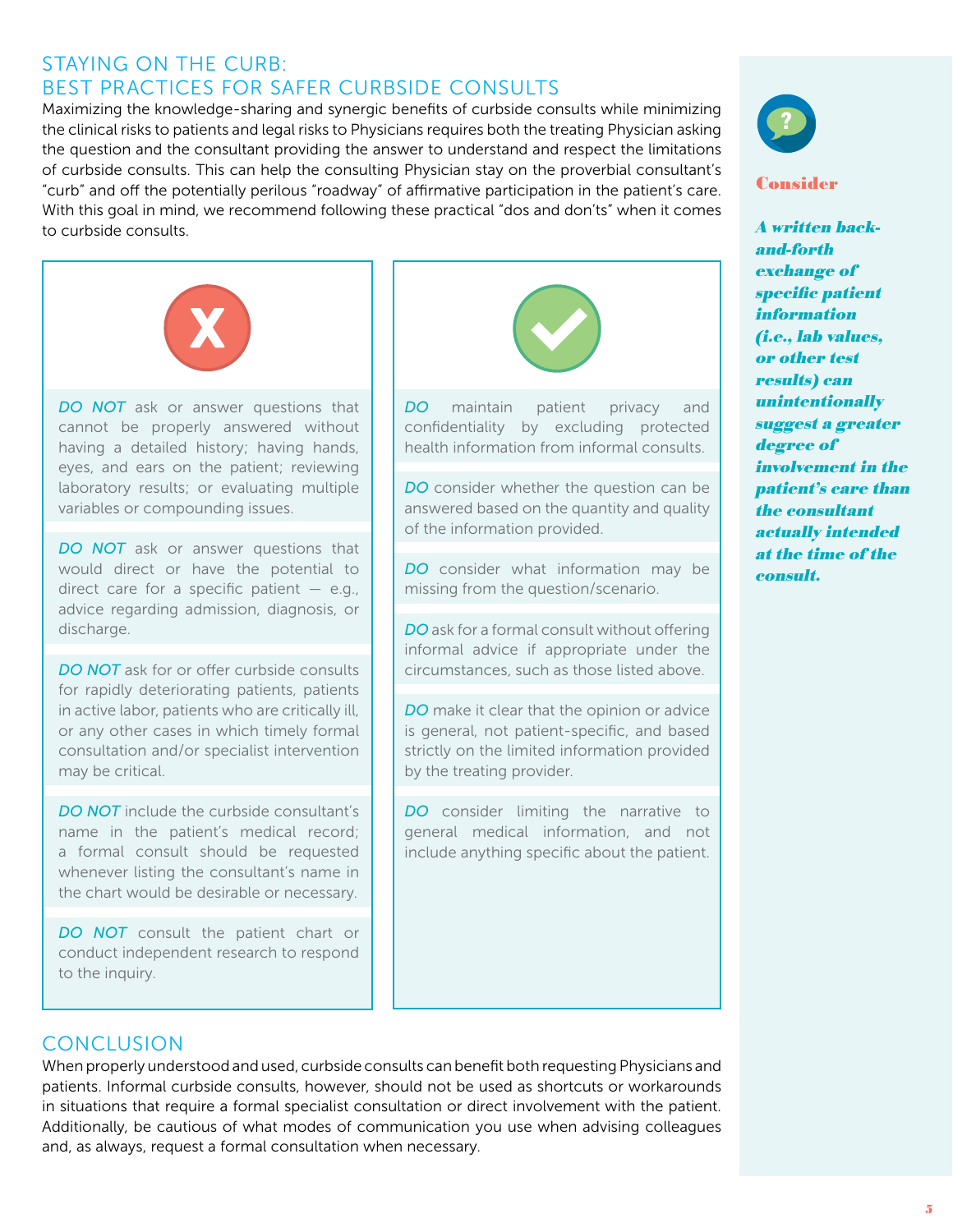## STAYING ON THE CURB: BEST PRACTICES FOR SAFER CURBSIDE CONSULTS

Maximizing the knowledge-sharing and synergic benefits of curbside consults while minimizing the clinical risks to patients and legal risks to Physicians requires both the treating Physician asking the question and the consultant providing the answer to understand and respect the limitations of curbside consults. This can help the consulting Physician stay on the proverbial consultant's "curb" and off the potentially perilous "roadway" of affirmative participation in the patient's care. With this goal in mind, we recommend following these practical "dos and don'ts" when it comes to curbside consults.

*DO NOT* ask or answer questions that cannot be properly answered without having a detailed history; having hands, eyes, and ears on the patient; reviewing laboratory results; or evaluating multiple variables or compounding issues.

*DO NOT* ask or answer questions that would direct or have the potential to direct care for a specific patient — e.g., advice regarding admission, diagnosis, or discharge.

*DO NOT* ask for or offer curbside consults for rapidly deteriorating patients, patients in active labor, patients who are critically ill, or any other cases in which timely formal consultation and/or specialist intervention may be critical.

*DO NOT* include the curbside consultant's name in the patient's medical record; a formal consult should be requested whenever listing the consultant's name in the chart would be desirable or necessary.

*DO NOT* consult the patient chart or conduct independent research to respond to the inquiry.

*DO* maintain patient privacy and confidentiality by excluding protected health information from informal consults.

*DO* consider whether the question can be answered based on the quantity and quality of the information provided.

*DO* consider what information may be missing from the question/scenario.

*DO* ask for a formal consult without offering informal advice if appropriate under the circumstances, such as those listed above.

*DO* make it clear that the opinion or advice is general, not patient-specific, and based strictly on the limited information provided by the treating provider.

*DO* consider limiting the narrative to general medical information, and not include anything specific about the patient.

**Consider**

***A written back-and-forth exchange of specific patient information (i.e., lab values, or other test results) can unintentionally suggest a greater degree of involvement in the patient's care than the consultant actually intended at the time of the consult.***

## CONCLUSION

When properly understood and used, curbside consults can benefit both requesting Physicians and patients. Informal curbside consults, however, should not be used as shortcuts or workarounds in situations that require a formal specialist consultation or direct involvement with the patient. Additionally, be cautious of what modes of communication you use when advising colleagues and, as always, request a formal consultation when necessary.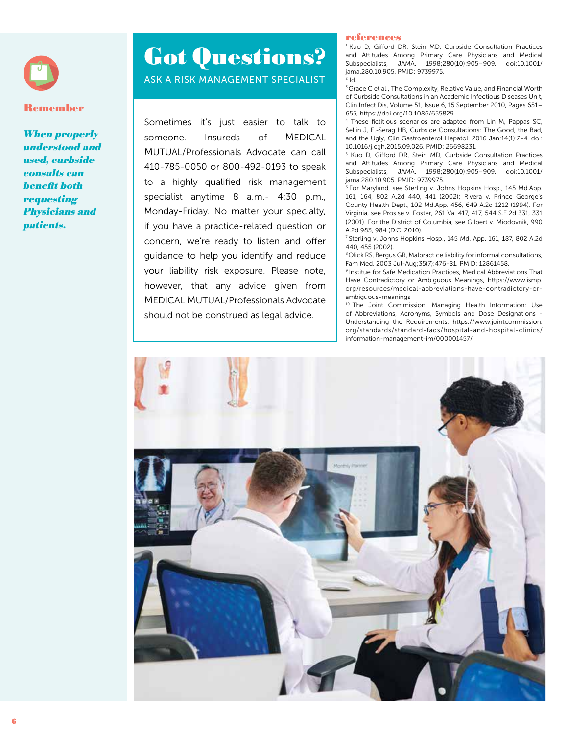**Remember**

***When properly understood and used, curbside consults can benefit both requesting Physicians and patients.***

# Got Questions?

ASK A RISK MANAGEMENT SPECIALIST

Sometimes it's just easier to talk to someone. Insureds of MEDICAL MUTUAL/Professionals Advocate can call 410-785-0050 or 800-492-0193 to speak to a highly qualified risk management specialist anytime 8 a.m.- 4:30 p.m., Monday-Friday. No matter your specialty, if you have a practice-related question or concern, we're ready to listen and offer guidance to help you identify and reduce your liability risk exposure. Please note, however, that any advice given from MEDICAL MUTUAL/Professionals Advocate should not be construed as legal advice.

## references

[1] Kuo D, Gifford DR, Stein MD, Curbside Consultation Practices and Attitudes Among Primary Care Physicians and Medical Subspecialists, JAMA. 1998;280(10):905–909. doi:10.1001/jama.280.10.905. PMID: 9739975.

[2] Id.

[3] Grace C et al., The Complexity, Relative Value, and Financial Worth of Curbside Consultations in an Academic Infectious Diseases Unit, Clin Infect Dis, Volume 51, Issue 6, 15 September 2010, Pages 651–655, https://doi.org/10.1086/655829

[4] These fictitious scenarios are adapted from Lin M, Pappas SC, Sellin J, El-Serag HB, Curbside Consultations: The Good, the Bad, and the Ugly, Clin Gastroenterol Hepatol. 2016 Jan;14(1):2-4. doi: 10.1016/j.cgh.2015.09.026. PMID: 26698231.

[5] Kuo D, Gifford DR, Stein MD, Curbside Consultation Practices and Attitudes Among Primary Care Physicians and Medical Subspecialists, JAMA. 1998;280(10):905–909. doi:10.1001/jama.280.10.905. PMID: 9739975.

[6] For Maryland, see Sterling v. Johns Hopkins Hosp., 145 Md.App. 161, 164, 802 A.2d 440, 441 (2002); Rivera v. Prince George's County Health Dept., 102 Md.App. 456, 649 A.2d 1212 (1994). For Virginia, see Prosise v. Foster, 261 Va. 417, 417, 544 S.E.2d 331, 331 (2001). For the District of Columbia, see Gilbert v. Miodovnik, 990 A.2d 983, 984 (D.C. 2010).

[7] Sterling v. Johns Hopkins Hosp., 145 Md. App. 161, 187, 802 A.2d 440, 455 (2002).

[8] Olick RS, Bergus GR, Malpractice liability for informal consultations, Fam Med. 2003 Jul-Aug;35(7):476-81. PMID: 12861458.

[9] Institue for Safe Medication Practices, Medical Abbreviations That Have Contradictory or Ambiguous Meanings, https://www.ismp.org/resources/medical-abbreviations-have-contradictory-or-ambiguous-meanings

[10] The Joint Commission, Managing Health Information: Use of Abbreviations, Acronyms, Symbols and Dose Designations - Understanding the Requirements, https://www.jointcommission.org/standards/standard-faqs/hospital-and-hospital-clinics/information-management-im/000001457/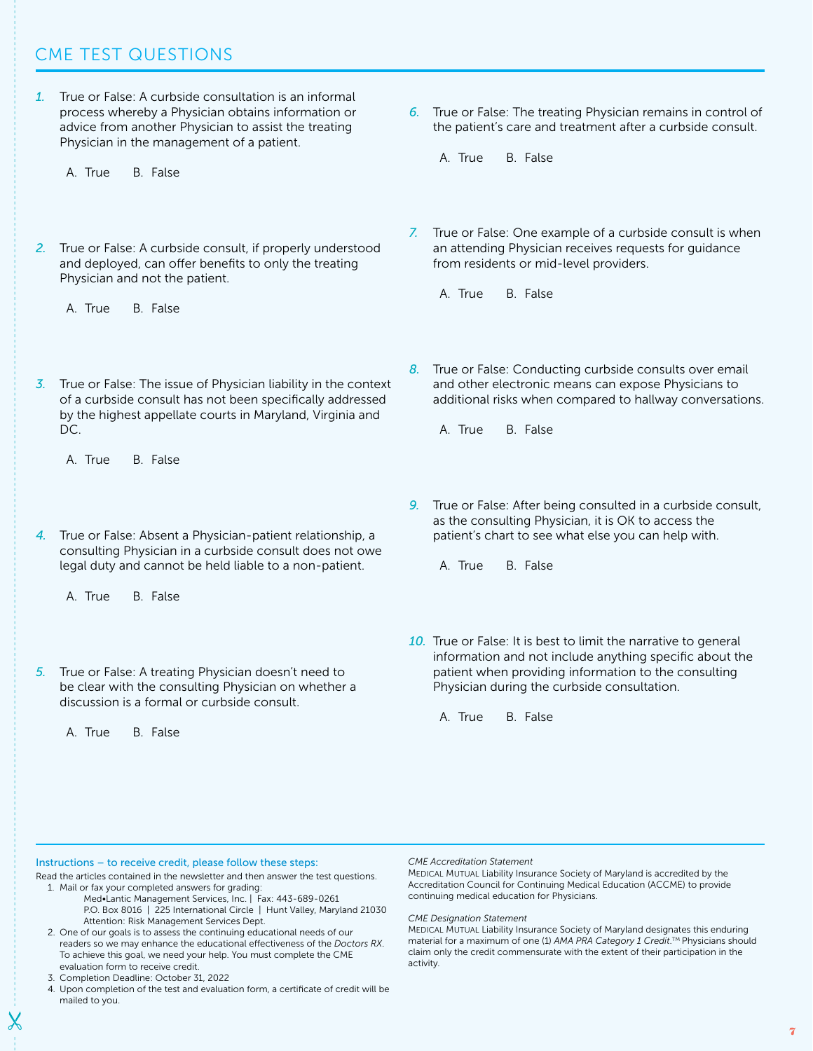## CME TEST QUESTIONS

1. True or False: A curbside consultation is an informal process whereby a Physician obtains information or advice from another Physician to assist the treating Physician in the management of a patient.

   A. True  B. False

2. True or False: A curbside consult, if properly understood and deployed, can offer benefits to only the treating Physician and not the patient.

   A. True  B. False

3. True or False: The issue of Physician liability in the context of a curbside consult has not been specifically addressed by the highest appellate courts in Maryland, Virginia and DC.

   A. True  B. False

4. True or False: Absent a Physician-patient relationship, a consulting Physician in a curbside consult does not owe legal duty and cannot be held liable to a non-patient.

   A. True  B. False

5. True or False: A treating Physician doesn't need to be clear with the consulting Physician on whether a discussion is a formal or curbside consult.

   A. True  B. False

6. True or False: The treating Physician remains in control of the patient's care and treatment after a curbside consult.

   A. True  B. False

7. True or False: One example of a curbside consult is when an attending Physician receives requests for guidance from residents or mid-level providers.

   A. True  B. False

8. True or False: Conducting curbside consults over email and other electronic means can expose Physicians to additional risks when compared to hallway conversations.

   A. True  B. False

9. True or False: After being consulted in a curbside consult, as the consulting Physician, it is OK to access the patient's chart to see what else you can help with.

   A. True  B. False

10. True or False: It is best to limit the narrative to general information and not include anything specific about the patient when providing information to the consulting Physician during the curbside consultation.

    A. True  B. False

---

**Instructions – to receive credit, please follow these steps:**

Read the articles contained in the newsletter and then answer the test questions.

1. Mail or fax your completed answers for grading:
   Med•Lantic Management Services, Inc. | Fax: 443-689-0261
   P.O. Box 8016 | 225 International Circle | Hunt Valley, Maryland 21030
   Attention: Risk Management Services Dept.
2. One of our goals is to assess the continuing educational needs of our readers so we may enhance the educational effectiveness of the *Doctors RX*. To achieve this goal, we need your help. You must complete the CME evaluation form to receive credit.
3. Completion Deadline: October 31, 2022
4. Upon completion of the test and evaluation form, a certificate of credit will be mailed to you.

*CME Accreditation Statement*
MEDICAL MUTUAL Liability Insurance Society of Maryland is accredited by the Accreditation Council for Continuing Medical Education (ACCME) to provide continuing medical education for Physicians.

*CME Designation Statement*
MEDICAL MUTUAL Liability Insurance Society of Maryland designates this enduring material for a maximum of one (1) *AMA PRA Category 1 Credit*.™ Physicians should claim only the credit commensurate with the extent of their participation in the activity.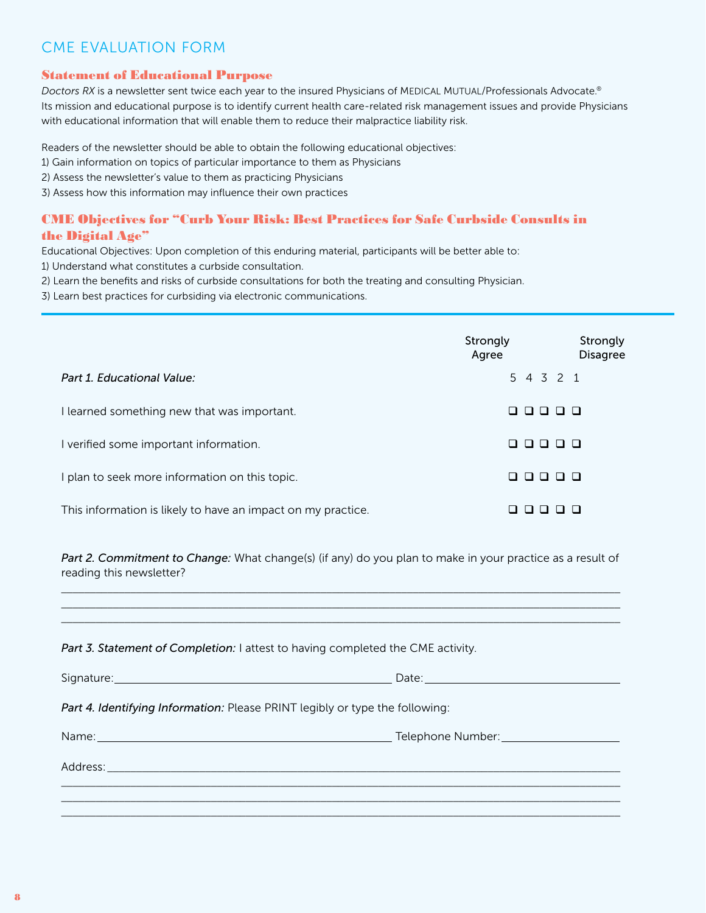# CME EVALUATION FORM

## Statement of Educational Purpose

*Doctors RX* is a newsletter sent twice each year to the insured Physicians of MEDICAL MUTUAL/Professionals Advocate.® Its mission and educational purpose is to identify current health care-related risk management issues and provide Physicians with educational information that will enable them to reduce their malpractice liability risk.

Readers of the newsletter should be able to obtain the following educational objectives:
1) Gain information on topics of particular importance to them as Physicians
2) Assess the newsletter's value to them as practicing Physicians
3) Assess how this information may influence their own practices

## CME Objectives for "Curb Your Risk: Best Practices for Safe Curbside Consults in the Digital Age"

Educational Objectives: Upon completion of this enduring material, participants will be better able to:
1) Understand what constitutes a curbside consultation.
2) Learn the benefits and risks of curbside consultations for both the treating and consulting Physician.
3) Learn best practices for curbsiding via electronic communications.

---

| *Part 1. Educational Value:* | 5 (Strongly Agree) | 4 | 3 | 2 | 1 (Strongly Disagree) |
|---|---|---|---|---|---|
| I learned something new that was important. | ❑ | ❑ | ❑ | ❑ | ❑ |
| I verified some important information. | ❑ | ❑ | ❑ | ❑ | ❑ |
| I plan to seek more information on this topic. | ❑ | ❑ | ❑ | ❑ | ❑ |
| This information is likely to have an impact on my practice. | ❑ | ❑ | ❑ | ❑ | ❑ |

*Part 2. Commitment to Change:* What change(s) (if any) do you plan to make in your practice as a result of reading this newsletter?

\_\_\_\_\_\_\_\_\_\_\_\_\_\_\_\_\_\_\_\_\_\_\_\_\_\_\_\_\_\_\_\_\_\_\_\_\_\_\_\_\_\_\_\_\_\_\_\_\_\_\_\_\_\_\_\_\_\_\_\_\_\_\_\_\_\_\_\_\_\_\_\_
\_\_\_\_\_\_\_\_\_\_\_\_\_\_\_\_\_\_\_\_\_\_\_\_\_\_\_\_\_\_\_\_\_\_\_\_\_\_\_\_\_\_\_\_\_\_\_\_\_\_\_\_\_\_\_\_\_\_\_\_\_\_\_\_\_\_\_\_\_\_\_\_
\_\_\_\_\_\_\_\_\_\_\_\_\_\_\_\_\_\_\_\_\_\_\_\_\_\_\_\_\_\_\_\_\_\_\_\_\_\_\_\_\_\_\_\_\_\_\_\_\_\_\_\_\_\_\_\_\_\_\_\_\_\_\_\_\_\_\_\_\_\_\_\_

*Part 3. Statement of Completion:* I attest to having completed the CME activity.

Signature: \_\_\_\_\_\_\_\_\_\_\_\_\_\_\_\_\_\_\_\_\_\_\_\_\_\_\_\_\_\_\_\_\_\_\_\_ Date: \_\_\_\_\_\_\_\_\_\_\_\_\_\_\_\_\_\_\_\_\_\_\_\_\_\_

*Part 4. Identifying Information:* Please PRINT legibly or type the following:

Name: \_\_\_\_\_\_\_\_\_\_\_\_\_\_\_\_\_\_\_\_\_\_\_\_\_\_\_\_\_\_\_\_\_\_\_\_\_\_ Telephone Number: \_\_\_\_\_\_\_\_\_\_\_\_\_\_\_\_\_\_

Address: \_\_\_\_\_\_\_\_\_\_\_\_\_\_\_\_\_\_\_\_\_\_\_\_\_\_\_\_\_\_\_\_\_\_\_\_\_\_\_\_\_\_\_\_\_\_\_\_\_\_\_\_\_\_\_\_\_\_\_\_\_\_\_\_\_\_
\_\_\_\_\_\_\_\_\_\_\_\_\_\_\_\_\_\_\_\_\_\_\_\_\_\_\_\_\_\_\_\_\_\_\_\_\_\_\_\_\_\_\_\_\_\_\_\_\_\_\_\_\_\_\_\_\_\_\_\_\_\_\_\_\_\_\_\_\_\_\_\_
\_\_\_\_\_\_\_\_\_\_\_\_\_\_\_\_\_\_\_\_\_\_\_\_\_\_\_\_\_\_\_\_\_\_\_\_\_\_\_\_\_\_\_\_\_\_\_\_\_\_\_\_\_\_\_\_\_\_\_\_\_\_\_\_\_\_\_\_\_\_\_\_
\_\_\_\_\_\_\_\_\_\_\_\_\_\_\_\_\_\_\_\_\_\_\_\_\_\_\_\_\_\_\_\_\_\_\_\_\_\_\_\_\_\_\_\_\_\_\_\_\_\_\_\_\_\_\_\_\_\_\_\_\_\_\_\_\_\_\_\_\_\_\_\_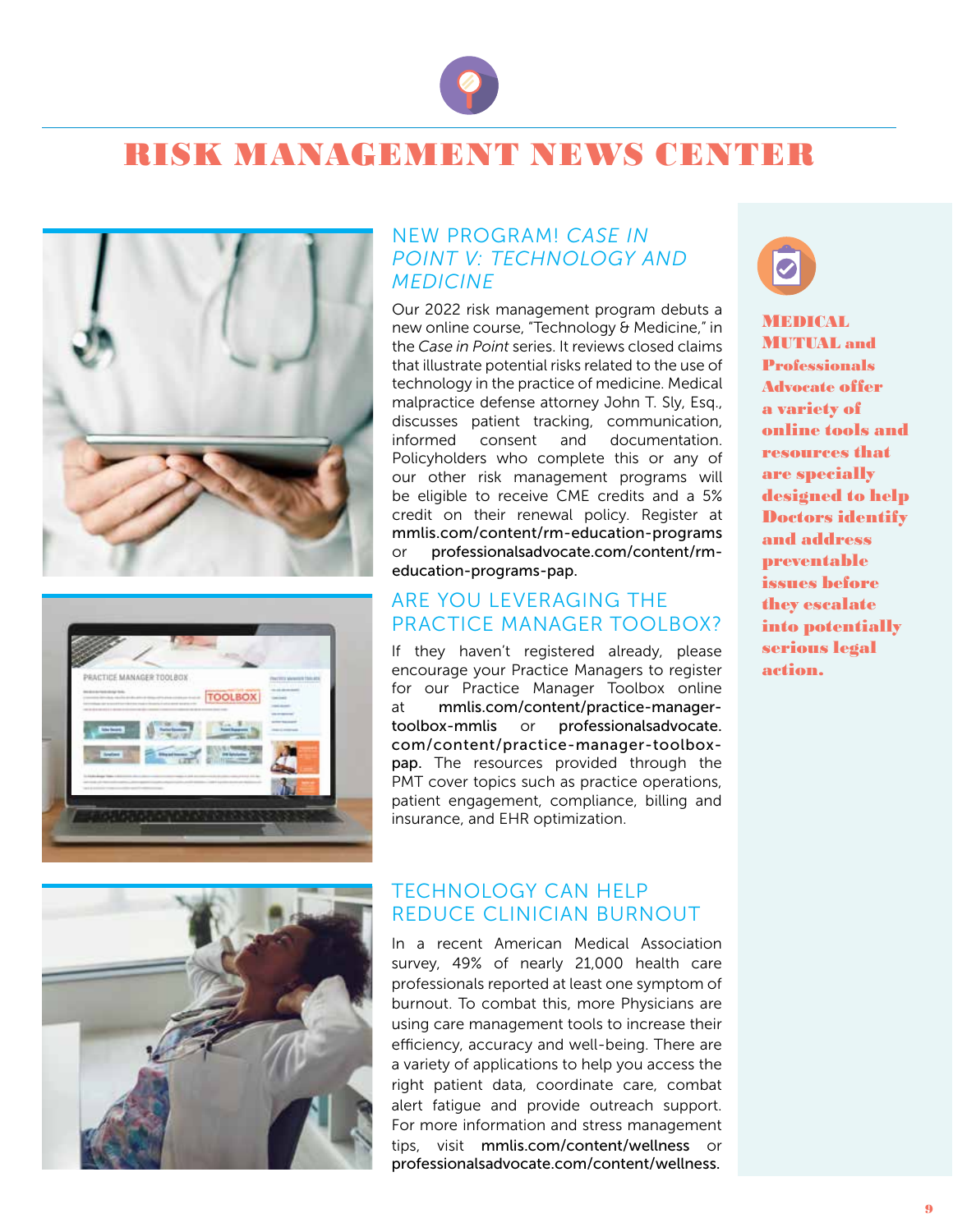# RISK MANAGEMENT NEWS CENTER

## NEW PROGRAM! *CASE IN POINT V: TECHNOLOGY AND MEDICINE*

Our 2022 risk management program debuts a new online course, "Technology & Medicine," in the *Case in Point* series. It reviews closed claims that illustrate potential risks related to the use of technology in the practice of medicine. Medical malpractice defense attorney John T. Sly, Esq., discusses patient tracking, communication, informed consent and documentation. Policyholders who complete this or any of our other risk management programs will be eligible to receive CME credits and a 5% credit on their renewal policy. Register at **mmlis.com/content/rm-education-programs** or **professionalsadvocate.com/content/rm-education-programs-pap.**

## ARE YOU LEVERAGING THE PRACTICE MANAGER TOOLBOX?

If they haven't registered already, please encourage your Practice Managers to register for our Practice Manager Toolbox online at **mmlis.com/content/practice-manager-toolbox-mmlis** or **professionalsadvocate.com/content/practice-manager-toolbox-pap.** The resources provided through the PMT cover topics such as practice operations, patient engagement, compliance, billing and insurance, and EHR optimization.

## TECHNOLOGY CAN HELP REDUCE CLINICIAN BURNOUT

In a recent American Medical Association survey, 49% of nearly 21,000 health care professionals reported at least one symptom of burnout. To combat this, more Physicians are using care management tools to increase their efficiency, accuracy and well-being. There are a variety of applications to help you access the right patient data, coordinate care, combat alert fatigue and provide outreach support. For more information and stress management tips, visit **mmlis.com/content/wellness** or **professionalsadvocate.com/content/wellness.**

**MEDICAL MUTUAL and Professionals Advocate offer a variety of online tools and resources that are specially designed to help Doctors identify and address preventable issues before they escalate into potentially serious legal action.**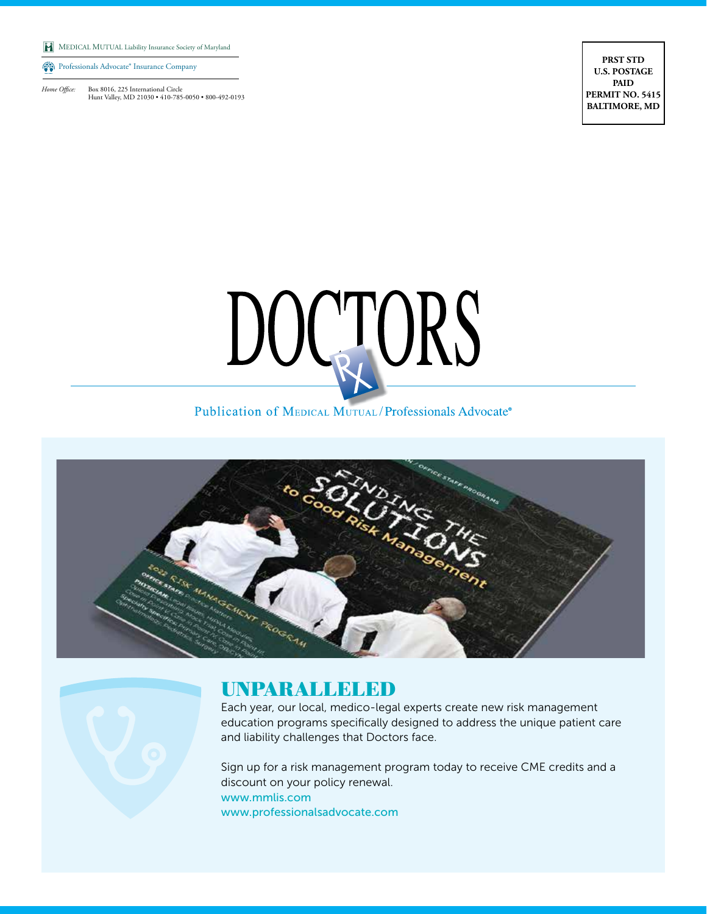MEDICAL MUTUAL Liability Insurance Society of Maryland

Professionals Advocate® Insurance Company

*Home Office:* Box 8016, 225 International Circle
Hunt Valley, MD 21030 • 410-785-0050 • 800-492-0193

PRST STD
U.S. POSTAGE
PAID
PERMIT NO. 5415
BALTIMORE, MD

# DOCTORS RX

Publication of MEDICAL MUTUAL / Professionals Advocate®

## UNPARALLELED

Each year, our local, medico-legal experts create new risk management education programs specifically designed to address the unique patient care and liability challenges that Doctors face.

Sign up for a risk management program today to receive CME credits and a discount on your policy renewal.

www.mmlis.com
www.professionalsadvocate.com